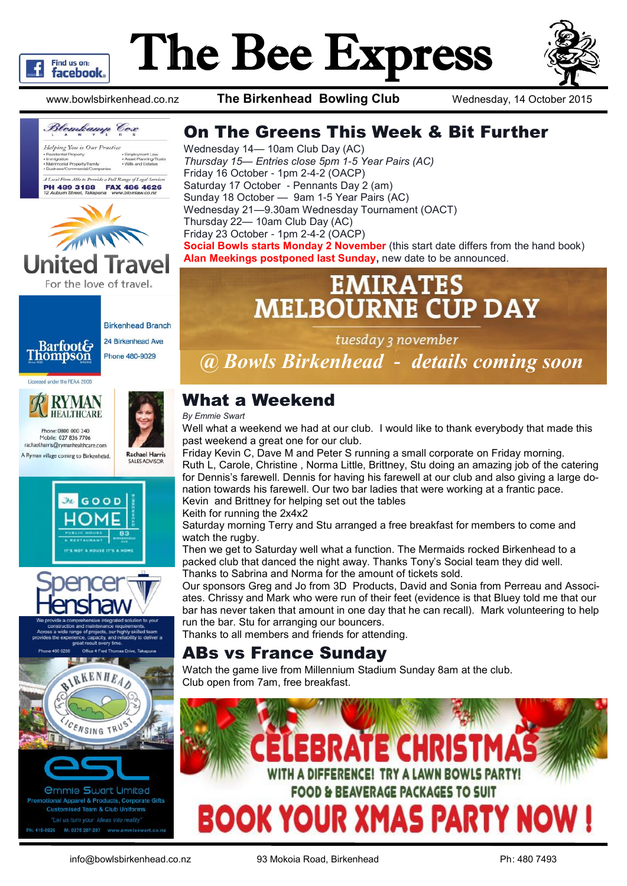# The Bee Express

www.bowlsbirkenhead.co.nz **The Birkenhead Bowling Club** Wednesday, 14 October 2015

## On The Greens This Week & Bit Further

Wednesday 14— 10am Club Day (AC)
*Thursday 15— Entries close 5pm 1-5 Year Pairs (AC)*
Friday 16 October - 1pm 2-4-2 (OACP)
Saturday 17 October - Pennants Day 2 (am)
Sunday 18 October — 9am 1-5 Year Pairs (AC)
Wednesday 21—9.30am Wednesday Tournament (OACT)
Thursday 22— 10am Club Day (AC)
Friday 23 October - 1pm 2-4-2 (OACP)
**Social Bowls starts Monday 2 November** (this start date differs from the hand book)
**Alan Meekings postponed last Sunday**, new date to be announced.

**EMIRATES MELBOURNE CUP DAY**

*tuesday 3 november*

***@ Bowls Birkenhead - details coming soon***

## What a Weekend

*By Emmie Swart*

Well what a weekend we had at our club. I would like to thank everybody that made this past weekend a great one for our club.

Friday Kevin C, Dave M and Peter S running a small corporate on Friday morning.
Ruth L, Carole, Christine , Norma Little, Brittney, Stu doing an amazing job of the catering for Dennis's farewell. Dennis for having his farewell at our club and also giving a large donation towards his farewell. Our two bar ladies that were working at a frantic pace.
Kevin and Brittney for helping set out the tables
Keith for running the 2x4x2
Saturday morning Terry and Stu arranged a free breakfast for members to come and watch the rugby.
Then we get to Saturday well what a function. The Mermaids rocked Birkenhead to a packed club that danced the night away. Thanks Tony's Social team they did well.
Thanks to Sabrina and Norma for the amount of tickets sold.
Our sponsors Greg and Jo from 3D Products, David and Sonia from Perreau and Associates. Chrissy and Mark who were run of their feet (evidence is that Bluey told me that our bar has never taken that amount in one day that he can recall). Mark volunteering to help run the bar. Stu for arranging our bouncers.
Thanks to all members and friends for attending.

## ABs vs France Sunday

Watch the game live from Millennium Stadium Sunday 8am at the club.
Club open from 7am, free breakfast.

**CELEBRATE CHRISTMAS**
**WITH A DIFFERENCE! TRY A LAWN BOWLS PARTY!**
**FOOD & BEAVERAGE PACKAGES TO SUIT**
**BOOK YOUR XMAS PARTY NOW !**

---

Blomkamp Cox Lawyers — Helping You is Our Practice: Residential Property, Immigration, Matrimonial Property/Family, Business/Commercial/Companies, Employment Law, Asset Planning/Trusts, Wills and Estates. A Local Firm Able to Provide a Full Range of Legal Services. PH 499 3188 FAX 486 4626. 12 Auburn Street, Takapuna www.blomlaw.co.nz

United Travel — For the love of travel.

Barfoot & Thompson — Birkenhead Branch, 24 Birkenhead Ave, Phone 480-9029. Licensed under the REAA 2008

Ryman Healthcare — Phone: 0800 000 240, Mobile: 027 836 7706, rachael.harris@rymanhealthcare.com. A Ryman village coming to Birkenhead. Rachael Harris, Sales Advisor

The Good Home — Public House & Restaurant, 83 Birkenhead Ave. It's not a house it's a home

Spencer Henshaw — We provide a comprehensive integrated solution to your construction and maintenance requirements. Across a wide range of projects, our highly skilled team provides the experience, capacity, and reliability to deliver a great result every time. Phone 486 0286, Office 4 Fred Thomas Drive, Takapuna

Birkenhead Licensing Trust

esl — Emmie Swart Limited. Promotional Apparel & Products, Corporate Gifts, Customised Team & Club Uniforms. "Let us turn your ideas into reality". Ph: 419-6026 M: 0275 297-297 www.emmieswart.co.nz

---

info@bowlsbirkenhead.co.nz 93 Mokoia Road, Birkenhead Ph: 480 7493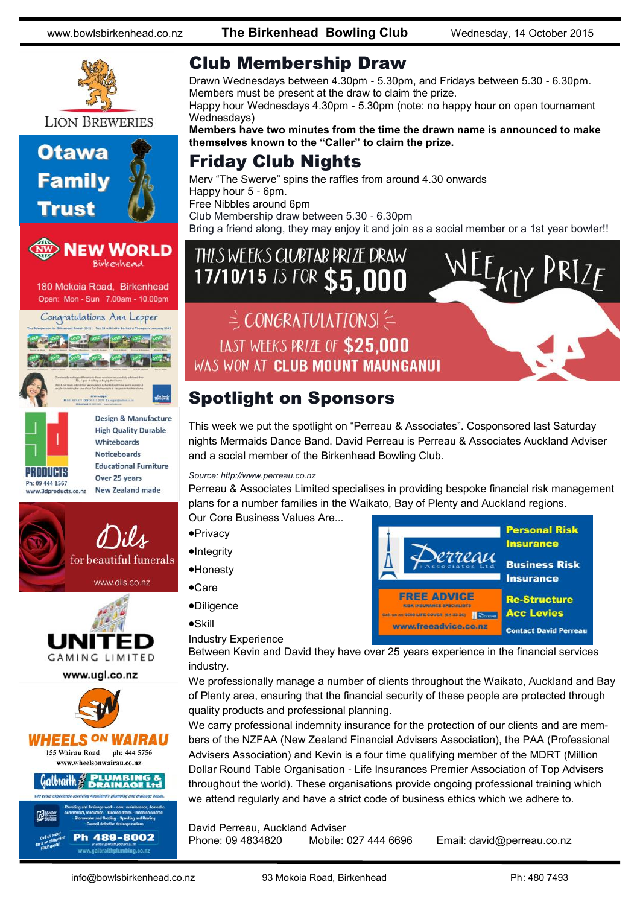# Club Membership Draw

Drawn Wednesdays between 4.30pm - 5.30pm, and Fridays between 5.30 - 6.30pm. Members must be present at the draw to claim the prize.
Happy hour Wednesdays 4.30pm - 5.30pm (note: no happy hour on open tournament Wednesdays)
**Members have two minutes from the time the drawn name is announced to make themselves known to the "Caller" to claim the prize.**

# Friday Club Nights

Merv "The Swerve" spins the raffles from around 4.30 onwards
Happy hour 5 - 6pm.
Free Nibbles around 6pm
Club Membership draw between 5.30 - 6.30pm
Bring a friend along, they may enjoy it and join as a social member or a 1st year bowler!!

THIS WEEKS CLUBTAB PRIZE DRAW 17/10/15 IS FOR **$5,000**

WEEKLY PRIZE

CONGRATULATIONS!
LAST WEEKS PRIZE OF **$25,000**
WAS WON AT **CLUB MOUNT MAUNGANUI**

# Spotlight on Sponsors

This week we put the spotlight on "Perreau & Associates". Cosponsored last Saturday nights Mermaids Dance Band. David Perreau is Perreau & Associates Auckland Adviser and a social member of the Birkenhead Bowling Club.

*Source: http://www.perreau.co.nz*

Perreau & Associates Limited specialises in providing bespoke financial risk management plans for a number families in the Waikato, Bay of Plenty and Auckland regions.

Our Core Business Values Are...

- Privacy
- Integrity
- Honesty
- Care
- Diligence
- Skill

Industry Experience

Between Kevin and David they have over 25 years experience in the financial services industry.

We professionally manage a number of clients throughout the Waikato, Auckland and Bay of Plenty area, ensuring that the financial security of these people are protected through quality products and professional planning.

We carry professional indemnity insurance for the protection of our clients and are members of the NZFAA (New Zealand Financial Advisers Association), the PAA (Professional Advisers Association) and Kevin is a four time qualifying member of the MDRT (Million Dollar Round Table Organisation - Life Insurances Premier Association of Top Advisers throughout the world). These organisations provide ongoing professional training which we attend regularly and have a strict code of business ethics which we adhere to.

David Perreau, Auckland Adviser
Phone: 09 4834820 Mobile: 027 444 6696 Email: david@perreau.co.nz